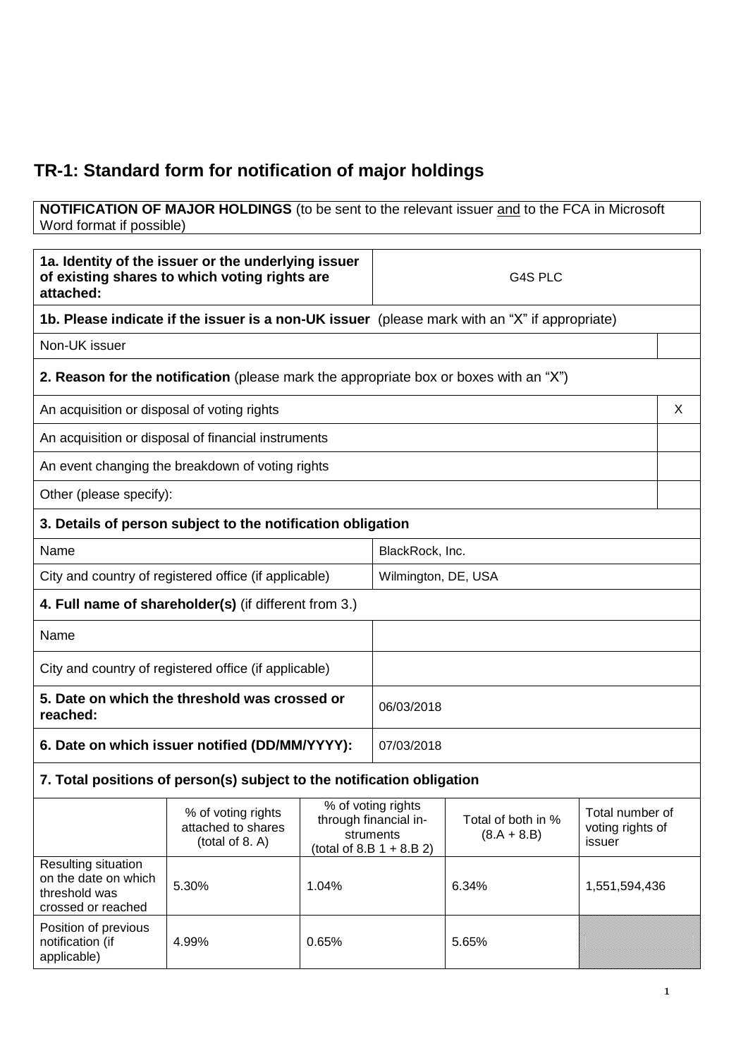# TR-1: Standard form for notification of major holdings

| **NOTIFICATION OF MAJOR HOLDINGS** (to be sent to the relevant issuer and to the FCA in Microsoft Word format if possible) |
|---|

| **1a. Identity of the issuer or the underlying issuer of existing shares to which voting rights are attached:** | G4S PLC |
|---|---|

| **1b. Please indicate if the issuer is a non-UK issuer** (please mark with an "X" if appropriate) | |
|---|---|
| Non-UK issuer | |
| **2. Reason for the notification** (please mark the appropriate box or boxes with an "X") | |
| An acquisition or disposal of voting rights | X |
| An acquisition or disposal of financial instruments | |
| An event changing the breakdown of voting rights | |
| Other (please specify): | |

| **3. Details of person subject to the notification obligation** | |
|---|---|
| Name | BlackRock, Inc. |
| City and country of registered office (if applicable) | Wilmington, DE, USA |
| **4. Full name of shareholder(s)** (if different from 3.) | |
| Name | |
| City and country of registered office (if applicable) | |
| **5. Date on which the threshold was crossed or reached:** | 06/03/2018 |
| **6. Date on which issuer notified (DD/MM/YYYY):** | 07/03/2018 |

**7. Total positions of person(s) subject to the notification obligation**

| | % of voting rights attached to shares (total of 8. A) | % of voting rights through financial instruments (total of 8.B 1 + 8.B 2) | Total of both in % (8.A + 8.B) | Total number of voting rights of issuer |
|---|---|---|---|---|
| Resulting situation on the date on which threshold was crossed or reached | 5.30% | 1.04% | 6.34% | 1,551,594,436 |
| Position of previous notification (if applicable) | 4.99% | 0.65% | 5.65% | |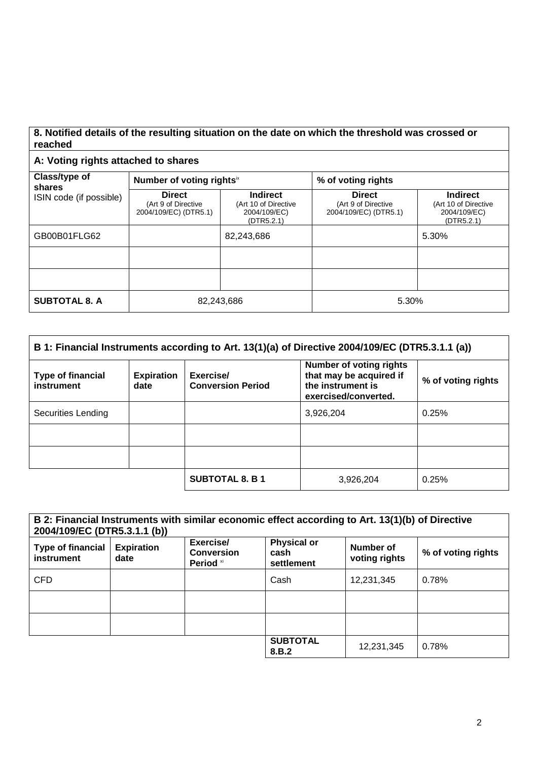| **8. Notified details of the resulting situation on the date on which the threshold was crossed or reached** | | | | |
|---|---|---|---|---|
| **A: Voting rights attached to shares** | | | | |
| **Class/type of shares** ISIN code (if possible) | **Number of voting rights**[ix] | | **% of voting rights** | |
| | **Direct** (Art 9 of Directive 2004/109/EC) (DTR5.1) | **Indirect** (Art 10 of Directive 2004/109/EC) (DTR5.2.1) | **Direct** (Art 9 of Directive 2004/109/EC) (DTR5.1) | **Indirect** (Art 10 of Directive 2004/109/EC) (DTR5.2.1) |
| GB00B01FLG62 | | 82,243,686 | | 5.30% |
| | | | | |
| | | | | |
| **SUBTOTAL 8. A** | 82,243,686 | | 5.30% | |

| **B 1: Financial Instruments according to Art. 13(1)(a) of Directive 2004/109/EC (DTR5.3.1.1 (a))** | | | | |
|---|---|---|---|---|
| **Type of financial instrument** | **Expiration date** | **Exercise/ Conversion Period** | **Number of voting rights that may be acquired if the instrument is exercised/converted.** | **% of voting rights** |
| Securities Lending | | | 3,926,204 | 0.25% |
| | | | | |
| | | | | |
| | | **SUBTOTAL 8. B 1** | 3,926,204 | 0.25% |

| **B 2: Financial Instruments with similar economic effect according to Art. 13(1)(b) of Directive 2004/109/EC (DTR5.3.1.1 (b))** | | | | | |
|---|---|---|---|---|---|
| **Type of financial instrument** | **Expiration date** | **Exercise/ Conversion Period** [xi] | **Physical or cash settlement** | **Number of voting rights** | **% of voting rights** |
| CFD | | | Cash | 12,231,345 | 0.78% |
| | | | | | |
| | | | | | |
| | | | **SUBTOTAL 8.B.2** | 12,231,345 | 0.78% |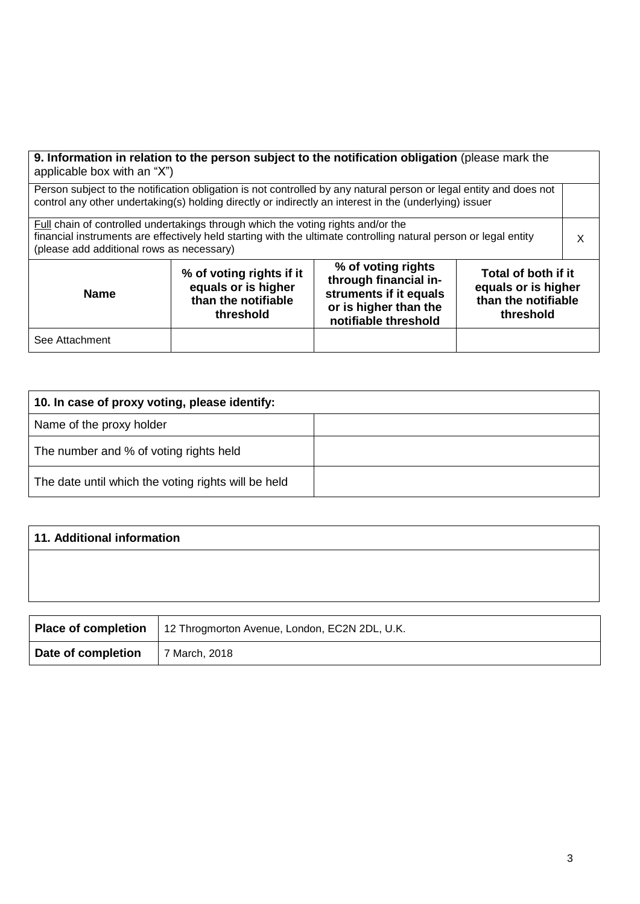| **9. Information in relation to the person subject to the notification obligation** (please mark the applicable box with an "X") | | | | |
|---|---|---|---|---|
| Person subject to the notification obligation is not controlled by any natural person or legal entity and does not control any other undertaking(s) holding directly or indirectly an interest in the (underlying) issuer | | | | |
| Full chain of controlled undertakings through which the voting rights and/or the financial instruments are effectively held starting with the ultimate controlling natural person or legal entity (please add additional rows as necessary) | | | | X |
| **Name** | **% of voting rights if it equals or is higher than the notifiable threshold** | **% of voting rights through financial instruments if it equals or is higher than the notifiable threshold** | **Total of both if it equals or is higher than the notifiable threshold** | |
| See Attachment | | | | |

| **10. In case of proxy voting, please identify:** | |
|---|---|
| Name of the proxy holder | |
| The number and % of voting rights held | |
| The date until which the voting rights will be held | |

| **11. Additional information** |
|---|
| |

| **Place of completion** | 12 Throgmorton Avenue, London, EC2N 2DL, U.K. |
|---|---|
| **Date of completion** | 7 March, 2018 |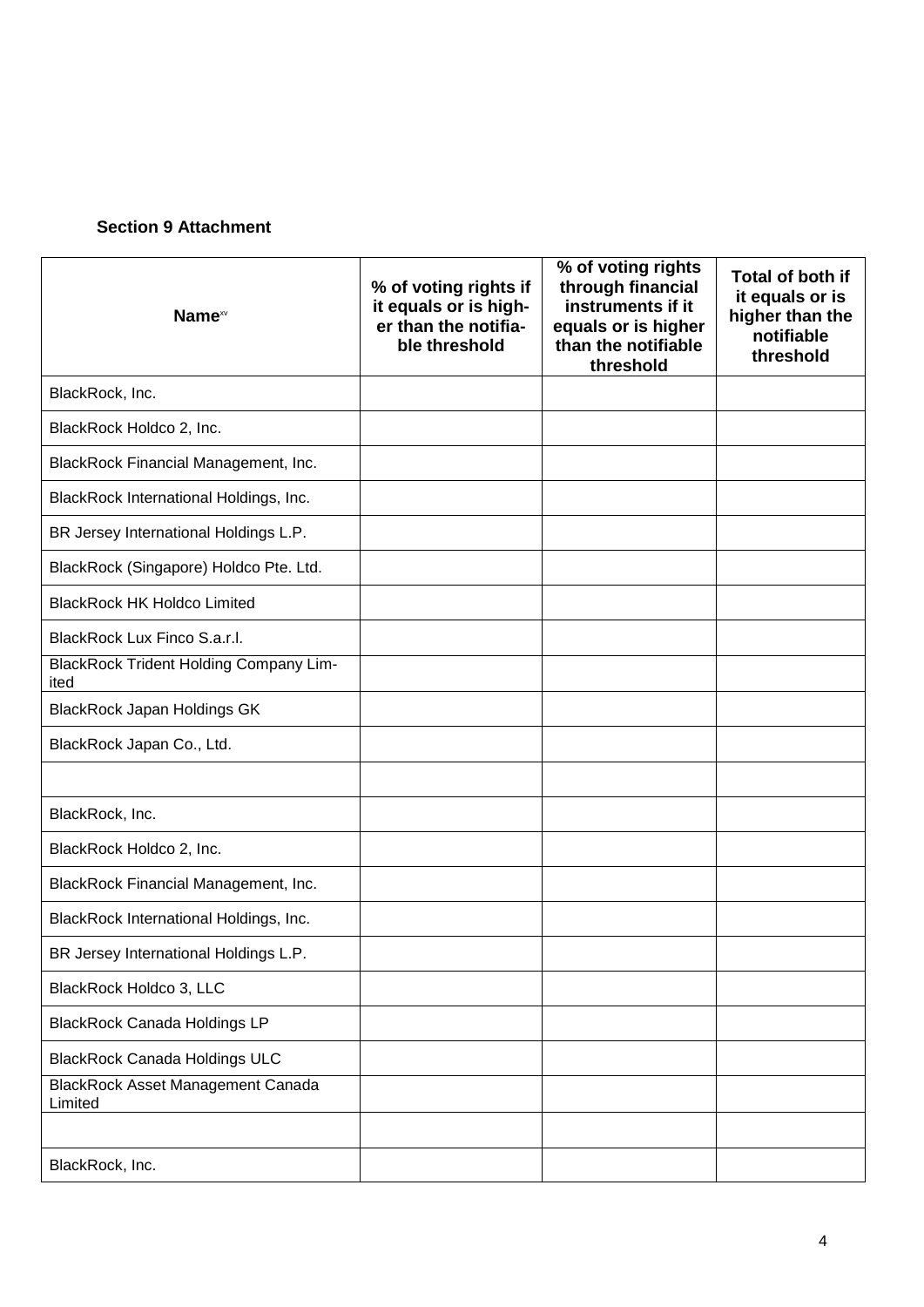**Section 9 Attachment**

| Name[xv] | % of voting rights if it equals or is higher than the notifiable threshold | % of voting rights through financial instruments if it equals or is higher than the notifiable threshold | Total of both if it equals or is higher than the notifiable threshold |
|---|---|---|---|
| BlackRock, Inc. | | | |
| BlackRock Holdco 2, Inc. | | | |
| BlackRock Financial Management, Inc. | | | |
| BlackRock International Holdings, Inc. | | | |
| BR Jersey International Holdings L.P. | | | |
| BlackRock (Singapore) Holdco Pte. Ltd. | | | |
| BlackRock HK Holdco Limited | | | |
| BlackRock Lux Finco S.a.r.l. | | | |
| BlackRock Trident Holding Company Limited | | | |
| BlackRock Japan Holdings GK | | | |
| BlackRock Japan Co., Ltd. | | | |
| | | | |
| BlackRock, Inc. | | | |
| BlackRock Holdco 2, Inc. | | | |
| BlackRock Financial Management, Inc. | | | |
| BlackRock International Holdings, Inc. | | | |
| BR Jersey International Holdings L.P. | | | |
| BlackRock Holdco 3, LLC | | | |
| BlackRock Canada Holdings LP | | | |
| BlackRock Canada Holdings ULC | | | |
| BlackRock Asset Management Canada Limited | | | |
| | | | |
| BlackRock, Inc. | | | |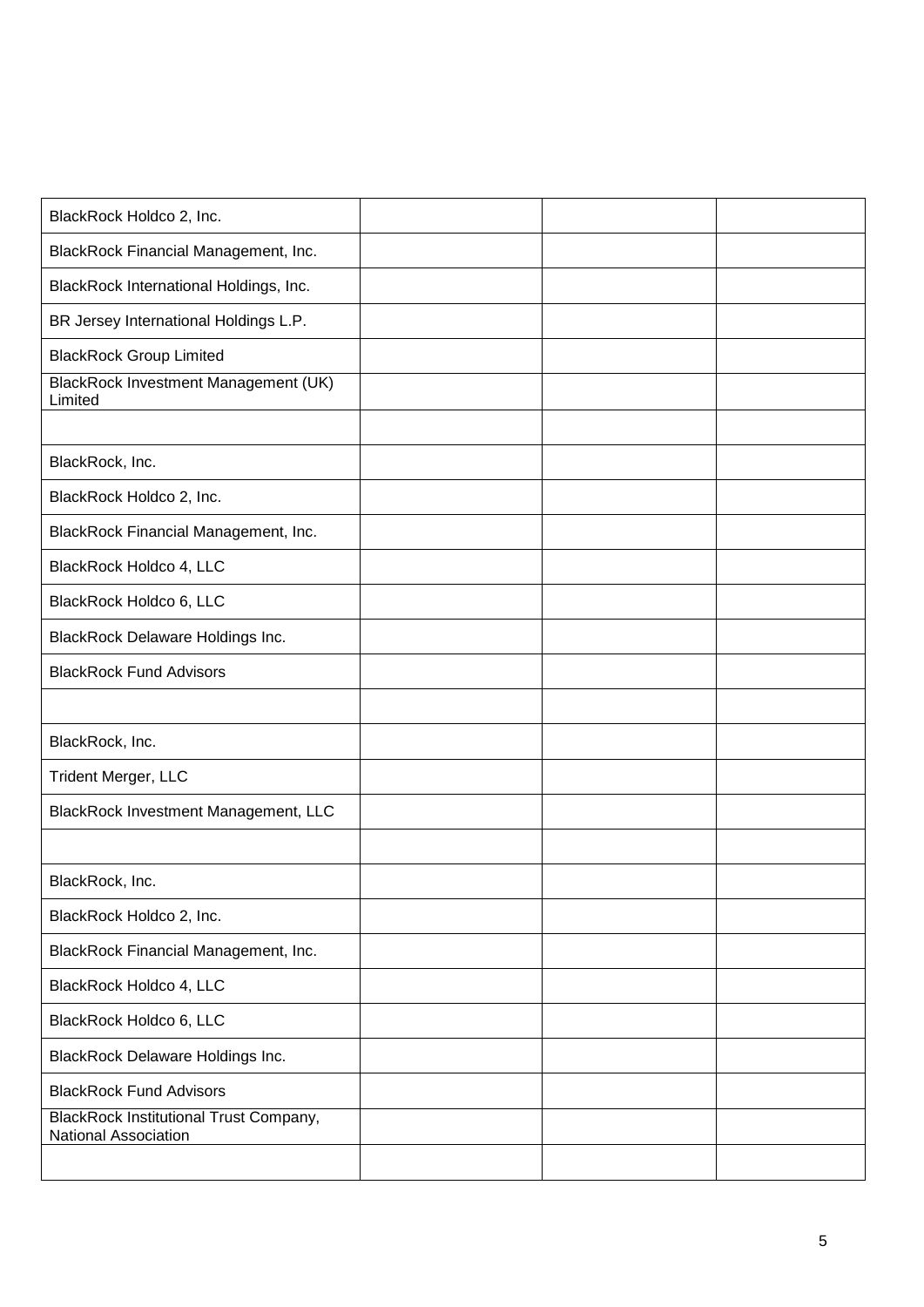| | | | |
|---|---|---|---|
| BlackRock Holdco 2, Inc. | | | |
| BlackRock Financial Management, Inc. | | | |
| BlackRock International Holdings, Inc. | | | |
| BR Jersey International Holdings L.P. | | | |
| BlackRock Group Limited | | | |
| BlackRock Investment Management (UK) Limited | | | |
| | | | |
| BlackRock, Inc. | | | |
| BlackRock Holdco 2, Inc. | | | |
| BlackRock Financial Management, Inc. | | | |
| BlackRock Holdco 4, LLC | | | |
| BlackRock Holdco 6, LLC | | | |
| BlackRock Delaware Holdings Inc. | | | |
| BlackRock Fund Advisors | | | |
| | | | |
| BlackRock, Inc. | | | |
| Trident Merger, LLC | | | |
| BlackRock Investment Management, LLC | | | |
| | | | |
| BlackRock, Inc. | | | |
| BlackRock Holdco 2, Inc. | | | |
| BlackRock Financial Management, Inc. | | | |
| BlackRock Holdco 4, LLC | | | |
| BlackRock Holdco 6, LLC | | | |
| BlackRock Delaware Holdings Inc. | | | |
| BlackRock Fund Advisors | | | |
| BlackRock Institutional Trust Company, National Association | | | |
| | | | |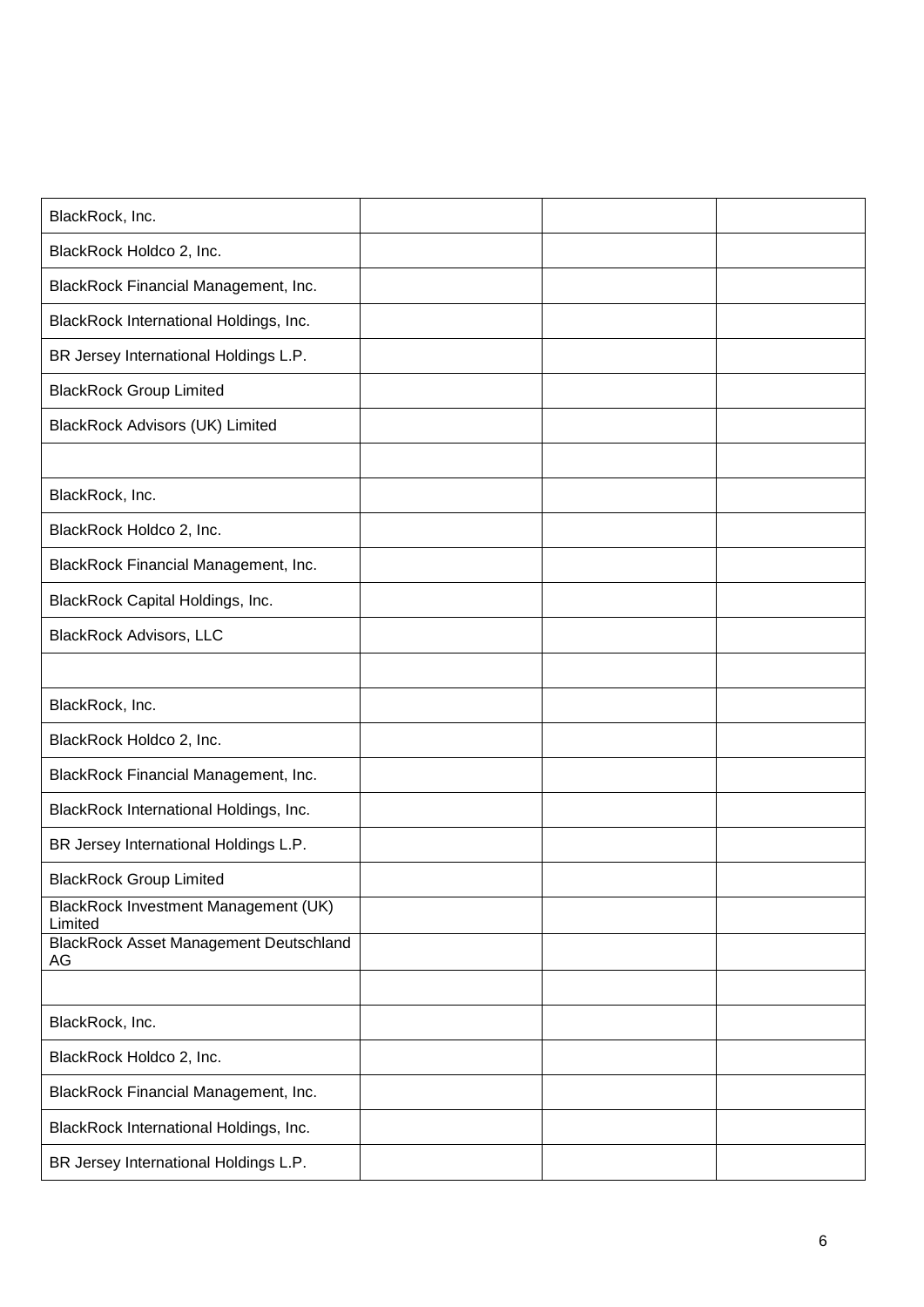| | | | |
|---|---|---|---|
| BlackRock, Inc. | | | |
| BlackRock Holdco 2, Inc. | | | |
| BlackRock Financial Management, Inc. | | | |
| BlackRock International Holdings, Inc. | | | |
| BR Jersey International Holdings L.P. | | | |
| BlackRock Group Limited | | | |
| BlackRock Advisors (UK) Limited | | | |
| | | | |
| BlackRock, Inc. | | | |
| BlackRock Holdco 2, Inc. | | | |
| BlackRock Financial Management, Inc. | | | |
| BlackRock Capital Holdings, Inc. | | | |
| BlackRock Advisors, LLC | | | |
| | | | |
| BlackRock, Inc. | | | |
| BlackRock Holdco 2, Inc. | | | |
| BlackRock Financial Management, Inc. | | | |
| BlackRock International Holdings, Inc. | | | |
| BR Jersey International Holdings L.P. | | | |
| BlackRock Group Limited | | | |
| BlackRock Investment Management (UK) Limited | | | |
| BlackRock Asset Management Deutschland AG | | | |
| | | | |
| BlackRock, Inc. | | | |
| BlackRock Holdco 2, Inc. | | | |
| BlackRock Financial Management, Inc. | | | |
| BlackRock International Holdings, Inc. | | | |
| BR Jersey International Holdings L.P. | | | |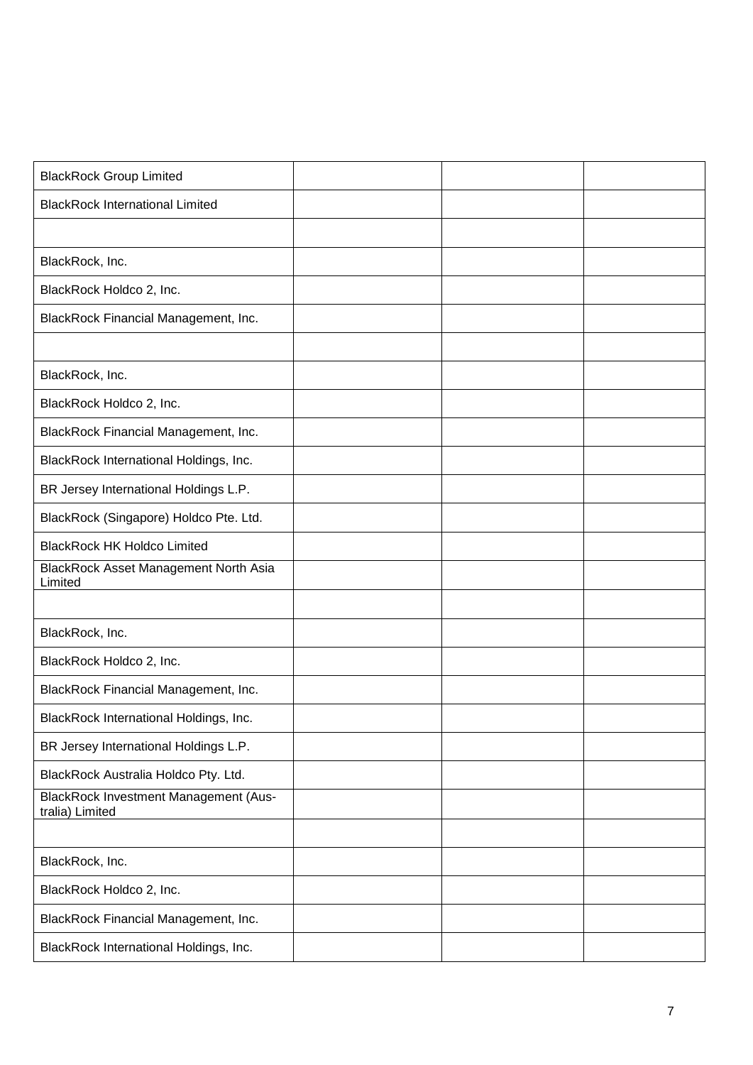| | | | |
|---|---|---|---|
| BlackRock Group Limited | | | |
| BlackRock International Limited | | | |
| | | | |
| BlackRock, Inc. | | | |
| BlackRock Holdco 2, Inc. | | | |
| BlackRock Financial Management, Inc. | | | |
| | | | |
| BlackRock, Inc. | | | |
| BlackRock Holdco 2, Inc. | | | |
| BlackRock Financial Management, Inc. | | | |
| BlackRock International Holdings, Inc. | | | |
| BR Jersey International Holdings L.P. | | | |
| BlackRock (Singapore) Holdco Pte. Ltd. | | | |
| BlackRock HK Holdco Limited | | | |
| BlackRock Asset Management North Asia Limited | | | |
| | | | |
| BlackRock, Inc. | | | |
| BlackRock Holdco 2, Inc. | | | |
| BlackRock Financial Management, Inc. | | | |
| BlackRock International Holdings, Inc. | | | |
| BR Jersey International Holdings L.P. | | | |
| BlackRock Australia Holdco Pty. Ltd. | | | |
| BlackRock Investment Management (Australia) Limited | | | |
| | | | |
| BlackRock, Inc. | | | |
| BlackRock Holdco 2, Inc. | | | |
| BlackRock Financial Management, Inc. | | | |
| BlackRock International Holdings, Inc. | | | |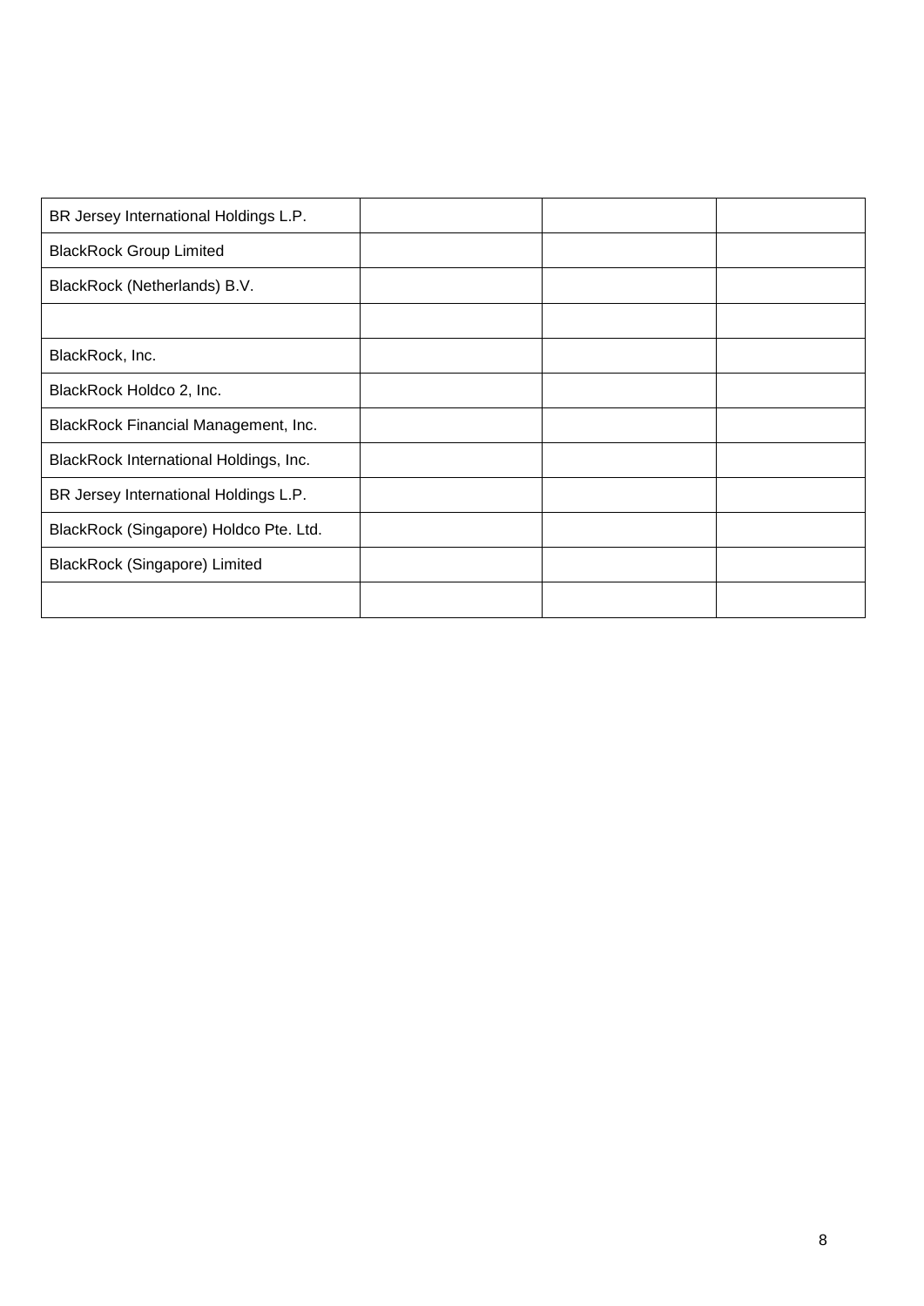| | | | |
|---|---|---|---|
| BR Jersey International Holdings L.P. | | | |
| BlackRock Group Limited | | | |
| BlackRock (Netherlands) B.V. | | | |
| | | | |
| BlackRock, Inc. | | | |
| BlackRock Holdco 2, Inc. | | | |
| BlackRock Financial Management, Inc. | | | |
| BlackRock International Holdings, Inc. | | | |
| BR Jersey International Holdings L.P. | | | |
| BlackRock (Singapore) Holdco Pte. Ltd. | | | |
| BlackRock (Singapore) Limited | | | |
| | | | |